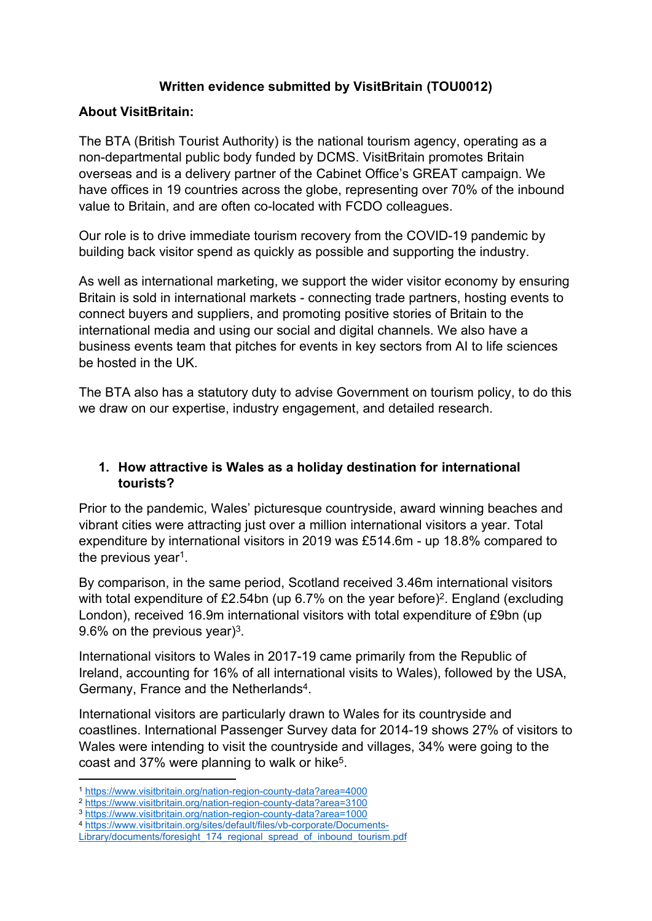**Written evidence submitted by VisitBritain (TOU0012)**

**About VisitBritain:**

The BTA (British Tourist Authority) is the national tourism agency, operating as a non-departmental public body funded by DCMS. VisitBritain promotes Britain overseas and is a delivery partner of the Cabinet Office's GREAT campaign. We have offices in 19 countries across the globe, representing over 70% of the inbound value to Britain, and are often co-located with FCDO colleagues.

Our role is to drive immediate tourism recovery from the COVID-19 pandemic by building back visitor spend as quickly as possible and supporting the industry.

As well as international marketing, we support the wider visitor economy by ensuring Britain is sold in international markets - connecting trade partners, hosting events to connect buyers and suppliers, and promoting positive stories of Britain to the international media and using our social and digital channels. We also have a business events team that pitches for events in key sectors from AI to life sciences be hosted in the UK.

The BTA also has a statutory duty to advise Government on tourism policy, to do this we draw on our expertise, industry engagement, and detailed research.

1. **How attractive is Wales as a holiday destination for international tourists?**

Prior to the pandemic, Wales' picturesque countryside, award winning beaches and vibrant cities were attracting just over a million international visitors a year. Total expenditure by international visitors in 2019 was £514.6m - up 18.8% compared to the previous year[1].

By comparison, in the same period, Scotland received 3.46m international visitors with total expenditure of £2.54bn (up 6.7% on the year before)[2]. England (excluding London), received 16.9m international visitors with total expenditure of £9bn (up 9.6% on the previous year)[3].

International visitors to Wales in 2017-19 came primarily from the Republic of Ireland, accounting for 16% of all international visits to Wales), followed by the USA, Germany, France and the Netherlands[4].

International visitors are particularly drawn to Wales for its countryside and coastlines. International Passenger Survey data for 2014-19 shows 27% of visitors to Wales were intending to visit the countryside and villages, 34% were going to the coast and 37% were planning to walk or hike[5].

---

[1] https://www.visitbritain.org/nation-region-county-data?area=4000
[2] https://www.visitbritain.org/nation-region-county-data?area=3100
[3] https://www.visitbritain.org/nation-region-county-data?area=1000
[4] https://www.visitbritain.org/sites/default/files/vb-corporate/Documents-Library/documents/foresight_174_regional_spread_of_inbound_tourism.pdf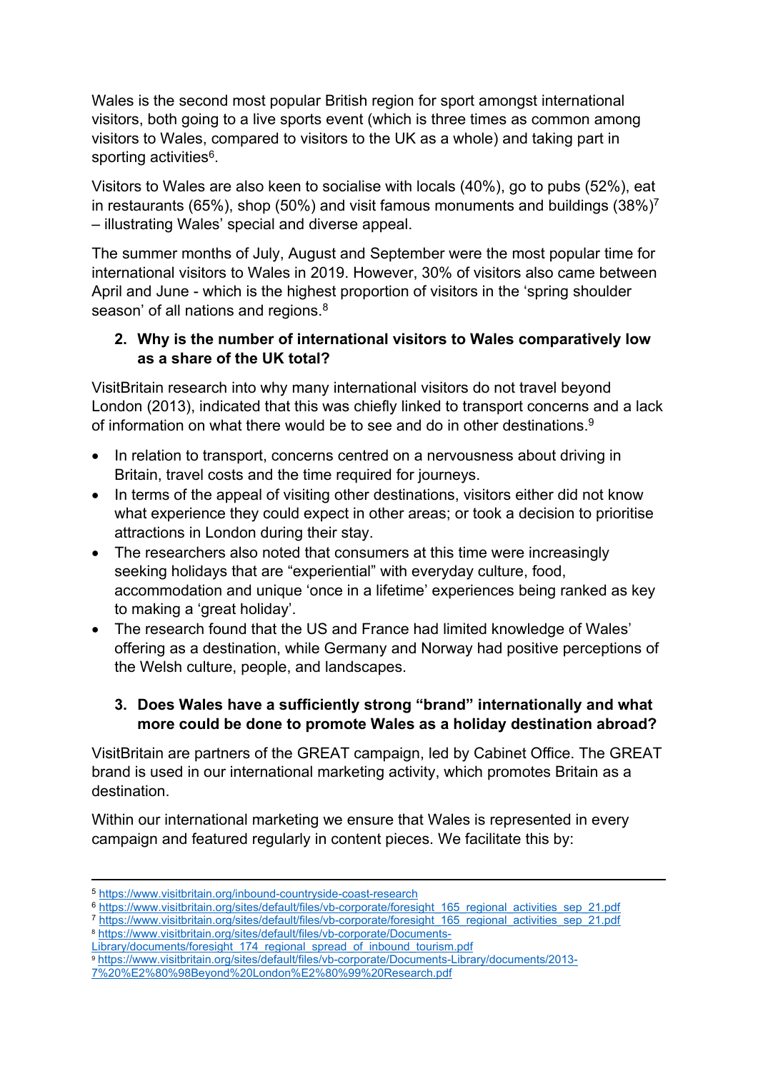Wales is the second most popular British region for sport amongst international visitors, both going to a live sports event (which is three times as common among visitors to Wales, compared to visitors to the UK as a whole) and taking part in sporting activities[6].

Visitors to Wales are also keen to socialise with locals (40%), go to pubs (52%), eat in restaurants (65%), shop (50%) and visit famous monuments and buildings (38%)[7] – illustrating Wales' special and diverse appeal.

The summer months of July, August and September were the most popular time for international visitors to Wales in 2019. However, 30% of visitors also came between April and June - which is the highest proportion of visitors in the 'spring shoulder season' of all nations and regions.[8]

2. **Why is the number of international visitors to Wales comparatively low as a share of the UK total?**

VisitBritain research into why many international visitors do not travel beyond London (2013), indicated that this was chiefly linked to transport concerns and a lack of information on what there would be to see and do in other destinations.[9]

- In relation to transport, concerns centred on a nervousness about driving in Britain, travel costs and the time required for journeys.
- In terms of the appeal of visiting other destinations, visitors either did not know what experience they could expect in other areas; or took a decision to prioritise attractions in London during their stay.
- The researchers also noted that consumers at this time were increasingly seeking holidays that are "experiential" with everyday culture, food, accommodation and unique 'once in a lifetime' experiences being ranked as key to making a 'great holiday'.
- The research found that the US and France had limited knowledge of Wales' offering as a destination, while Germany and Norway had positive perceptions of the Welsh culture, people, and landscapes.

3. **Does Wales have a sufficiently strong "brand" internationally and what more could be done to promote Wales as a holiday destination abroad?**

VisitBritain are partners of the GREAT campaign, led by Cabinet Office. The GREAT brand is used in our international marketing activity, which promotes Britain as a destination.

Within our international marketing we ensure that Wales is represented in every campaign and featured regularly in content pieces. We facilitate this by:

---

[5] https://www.visitbritain.org/inbound-countryside-coast-research
[6] https://www.visitbritain.org/sites/default/files/vb-corporate/foresight_165_regional_activities_sep_21.pdf
[7] https://www.visitbritain.org/sites/default/files/vb-corporate/foresight_165_regional_activities_sep_21.pdf
[8] https://www.visitbritain.org/sites/default/files/vb-corporate/Documents-Library/documents/foresight_174_regional_spread_of_inbound_tourism.pdf
[9] https://www.visitbritain.org/sites/default/files/vb-corporate/Documents-Library/documents/2013-7%20%E2%80%98Beyond%20London%E2%80%99%20Research.pdf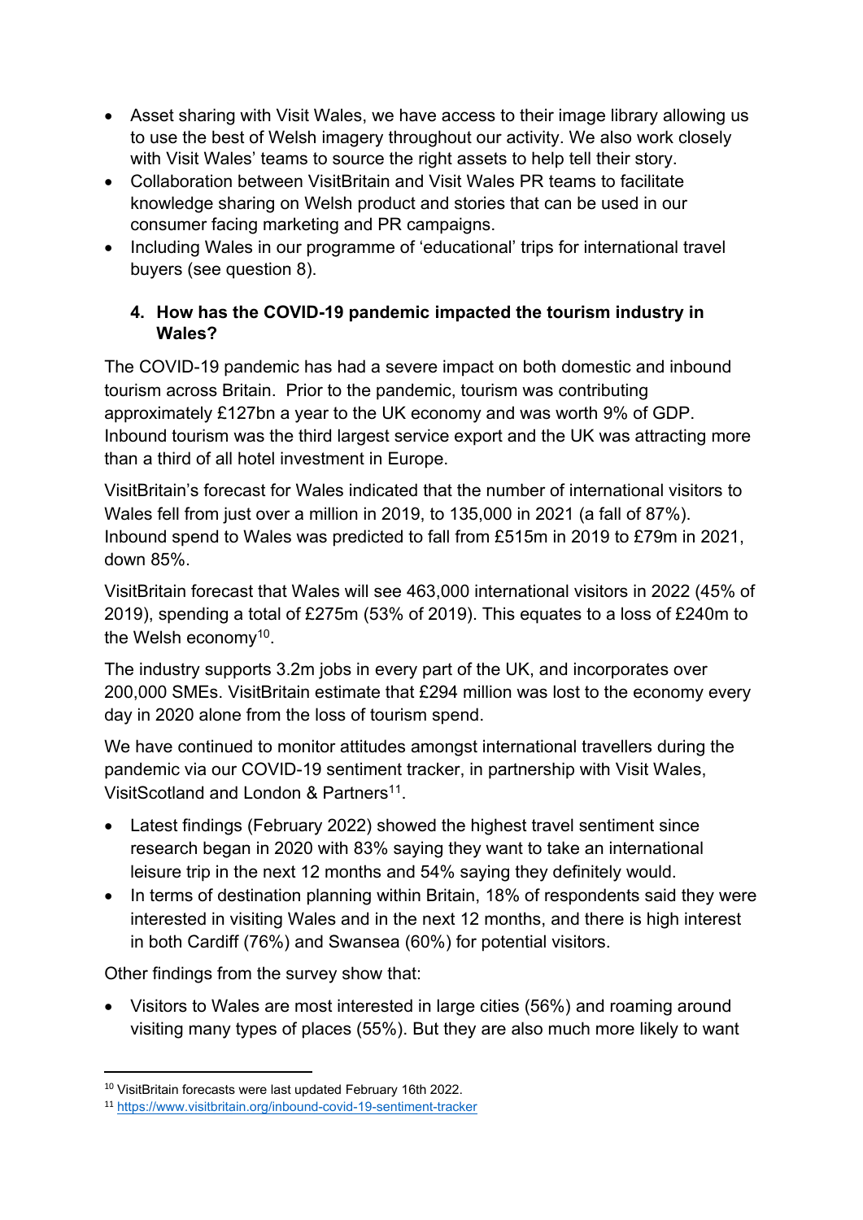- Asset sharing with Visit Wales, we have access to their image library allowing us to use the best of Welsh imagery throughout our activity. We also work closely with Visit Wales' teams to source the right assets to help tell their story.
- Collaboration between VisitBritain and Visit Wales PR teams to facilitate knowledge sharing on Welsh product and stories that can be used in our consumer facing marketing and PR campaigns.
- Including Wales in our programme of 'educational' trips for international travel buyers (see question 8).

### 4. How has the COVID-19 pandemic impacted the tourism industry in Wales?

The COVID-19 pandemic has had a severe impact on both domestic and inbound tourism across Britain. Prior to the pandemic, tourism was contributing approximately £127bn a year to the UK economy and was worth 9% of GDP. Inbound tourism was the third largest service export and the UK was attracting more than a third of all hotel investment in Europe.

VisitBritain's forecast for Wales indicated that the number of international visitors to Wales fell from just over a million in 2019, to 135,000 in 2021 (a fall of 87%). Inbound spend to Wales was predicted to fall from £515m in 2019 to £79m in 2021, down 85%.

VisitBritain forecast that Wales will see 463,000 international visitors in 2022 (45% of 2019), spending a total of £275m (53% of 2019). This equates to a loss of £240m to the Welsh economy[10].

The industry supports 3.2m jobs in every part of the UK, and incorporates over 200,000 SMEs. VisitBritain estimate that £294 million was lost to the economy every day in 2020 alone from the loss of tourism spend.

We have continued to monitor attitudes amongst international travellers during the pandemic via our COVID-19 sentiment tracker, in partnership with Visit Wales, VisitScotland and London & Partners[11].

- Latest findings (February 2022) showed the highest travel sentiment since research began in 2020 with 83% saying they want to take an international leisure trip in the next 12 months and 54% saying they definitely would.
- In terms of destination planning within Britain, 18% of respondents said they were interested in visiting Wales and in the next 12 months, and there is high interest in both Cardiff (76%) and Swansea (60%) for potential visitors.

Other findings from the survey show that:

- Visitors to Wales are most interested in large cities (56%) and roaming around visiting many types of places (55%). But they are also much more likely to want

[10] VisitBritain forecasts were last updated February 16th 2022.

[11] https://www.visitbritain.org/inbound-covid-19-sentiment-tracker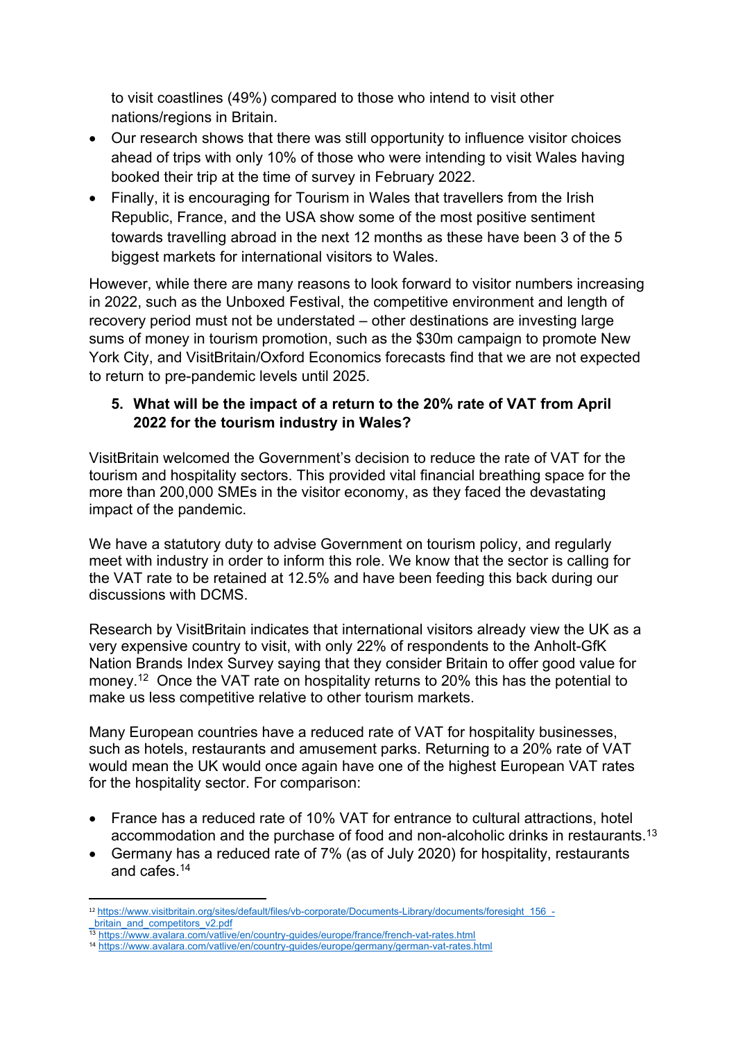to visit coastlines (49%) compared to those who intend to visit other nations/regions in Britain.

- Our research shows that there was still opportunity to influence visitor choices ahead of trips with only 10% of those who were intending to visit Wales having booked their trip at the time of survey in February 2022.
- Finally, it is encouraging for Tourism in Wales that travellers from the Irish Republic, France, and the USA show some of the most positive sentiment towards travelling abroad in the next 12 months as these have been 3 of the 5 biggest markets for international visitors to Wales.

However, while there are many reasons to look forward to visitor numbers increasing in 2022, such as the Unboxed Festival, the competitive environment and length of recovery period must not be understated – other destinations are investing large sums of money in tourism promotion, such as the $30m campaign to promote New York City, and VisitBritain/Oxford Economics forecasts find that we are not expected to return to pre-pandemic levels until 2025.

**5. What will be the impact of a return to the 20% rate of VAT from April 2022 for the tourism industry in Wales?**

VisitBritain welcomed the Government's decision to reduce the rate of VAT for the tourism and hospitality sectors. This provided vital financial breathing space for the more than 200,000 SMEs in the visitor economy, as they faced the devastating impact of the pandemic.

We have a statutory duty to advise Government on tourism policy, and regularly meet with industry in order to inform this role. We know that the sector is calling for the VAT rate to be retained at 12.5% and have been feeding this back during our discussions with DCMS.

Research by VisitBritain indicates that international visitors already view the UK as a very expensive country to visit, with only 22% of respondents to the Anholt-GfK Nation Brands Index Survey saying that they consider Britain to offer good value for money.[12] Once the VAT rate on hospitality returns to 20% this has the potential to make us less competitive relative to other tourism markets.

Many European countries have a reduced rate of VAT for hospitality businesses, such as hotels, restaurants and amusement parks. Returning to a 20% rate of VAT would mean the UK would once again have one of the highest European VAT rates for the hospitality sector. For comparison:

- France has a reduced rate of 10% VAT for entrance to cultural attractions, hotel accommodation and the purchase of food and non-alcoholic drinks in restaurants.[13]
- Germany has a reduced rate of 7% (as of July 2020) for hospitality, restaurants and cafes.[14]

---

[12] https://www.visitbritain.org/sites/default/files/vb-corporate/Documents-Library/documents/foresight_156_-_britain_and_competitors_v2.pdf

[13] https://www.avalara.com/vatlive/en/country-guides/europe/france/french-vat-rates.html

[14] https://www.avalara.com/vatlive/en/country-guides/europe/germany/german-vat-rates.html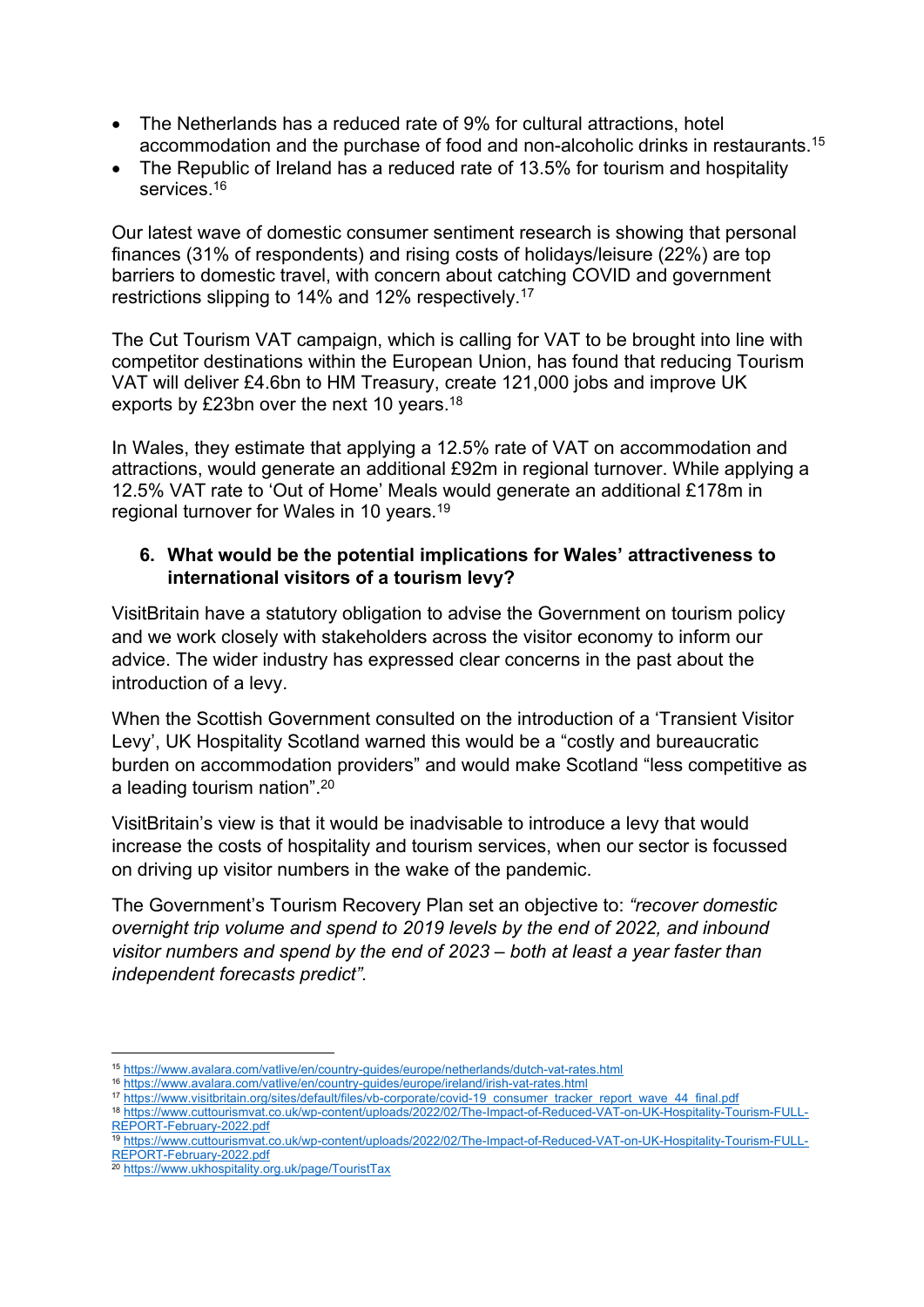- The Netherlands has a reduced rate of 9% for cultural attractions, hotel accommodation and the purchase of food and non-alcoholic drinks in restaurants.[15]
- The Republic of Ireland has a reduced rate of 13.5% for tourism and hospitality services.[16]

Our latest wave of domestic consumer sentiment research is showing that personal finances (31% of respondents) and rising costs of holidays/leisure (22%) are top barriers to domestic travel, with concern about catching COVID and government restrictions slipping to 14% and 12% respectively.[17]

The Cut Tourism VAT campaign, which is calling for VAT to be brought into line with competitor destinations within the European Union, has found that reducing Tourism VAT will deliver £4.6bn to HM Treasury, create 121,000 jobs and improve UK exports by £23bn over the next 10 years.[18]

In Wales, they estimate that applying a 12.5% rate of VAT on accommodation and attractions, would generate an additional £92m in regional turnover. While applying a 12.5% VAT rate to 'Out of Home' Meals would generate an additional £178m in regional turnover for Wales in 10 years.[19]

### 6. What would be the potential implications for Wales' attractiveness to international visitors of a tourism levy?

VisitBritain have a statutory obligation to advise the Government on tourism policy and we work closely with stakeholders across the visitor economy to inform our advice. The wider industry has expressed clear concerns in the past about the introduction of a levy.

When the Scottish Government consulted on the introduction of a 'Transient Visitor Levy', UK Hospitality Scotland warned this would be a "costly and bureaucratic burden on accommodation providers" and would make Scotland "less competitive as a leading tourism nation".[20]

VisitBritain's view is that it would be inadvisable to introduce a levy that would increase the costs of hospitality and tourism services, when our sector is focussed on driving up visitor numbers in the wake of the pandemic.

The Government's Tourism Recovery Plan set an objective to: *"recover domestic overnight trip volume and spend to 2019 levels by the end of 2022, and inbound visitor numbers and spend by the end of 2023 – both at least a year faster than independent forecasts predict".*

---

[15] https://www.avalara.com/vatlive/en/country-guides/europe/netherlands/dutch-vat-rates.html

[16] https://www.avalara.com/vatlive/en/country-guides/europe/ireland/irish-vat-rates.html

[17] https://www.visitbritain.org/sites/default/files/vb-corporate/covid-19_consumer_tracker_report_wave_44_final.pdf

[18] https://www.cuttourismvat.co.uk/wp-content/uploads/2022/02/The-Impact-of-Reduced-VAT-on-UK-Hospitality-Tourism-FULL-REPORT-February-2022.pdf

[19] https://www.cuttourismvat.co.uk/wp-content/uploads/2022/02/The-Impact-of-Reduced-VAT-on-UK-Hospitality-Tourism-FULL-REPORT-February-2022.pdf

[20] https://www.ukhospitality.org.uk/page/TouristTax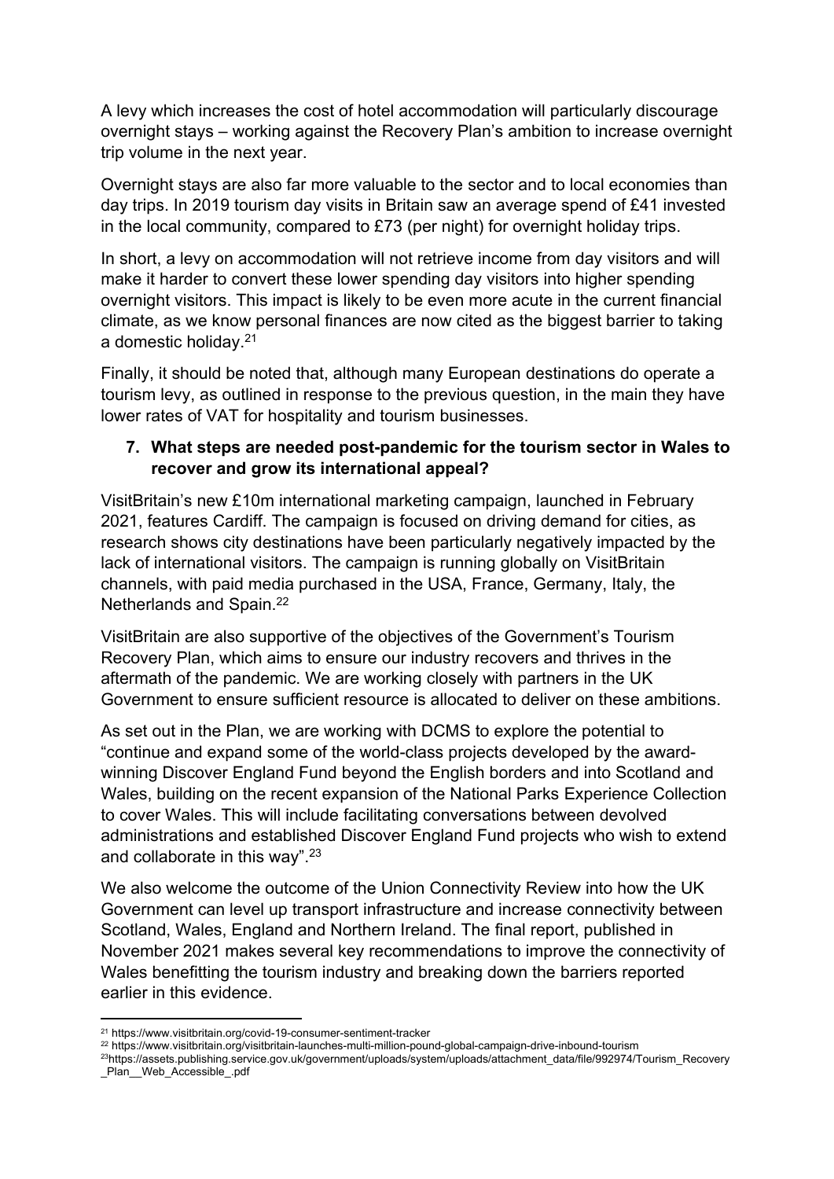A levy which increases the cost of hotel accommodation will particularly discourage overnight stays – working against the Recovery Plan's ambition to increase overnight trip volume in the next year.

Overnight stays are also far more valuable to the sector and to local economies than day trips. In 2019 tourism day visits in Britain saw an average spend of £41 invested in the local community, compared to £73 (per night) for overnight holiday trips.

In short, a levy on accommodation will not retrieve income from day visitors and will make it harder to convert these lower spending day visitors into higher spending overnight visitors. This impact is likely to be even more acute in the current financial climate, as we know personal finances are now cited as the biggest barrier to taking a domestic holiday.[21]

Finally, it should be noted that, although many European destinations do operate a tourism levy, as outlined in response to the previous question, in the main they have lower rates of VAT for hospitality and tourism businesses.

**7. What steps are needed post-pandemic for the tourism sector in Wales to recover and grow its international appeal?**

VisitBritain's new £10m international marketing campaign, launched in February 2021, features Cardiff. The campaign is focused on driving demand for cities, as research shows city destinations have been particularly negatively impacted by the lack of international visitors. The campaign is running globally on VisitBritain channels, with paid media purchased in the USA, France, Germany, Italy, the Netherlands and Spain.[22]

VisitBritain are also supportive of the objectives of the Government's Tourism Recovery Plan, which aims to ensure our industry recovers and thrives in the aftermath of the pandemic. We are working closely with partners in the UK Government to ensure sufficient resource is allocated to deliver on these ambitions.

As set out in the Plan, we are working with DCMS to explore the potential to "continue and expand some of the world-class projects developed by the award-winning Discover England Fund beyond the English borders and into Scotland and Wales, building on the recent expansion of the National Parks Experience Collection to cover Wales. This will include facilitating conversations between devolved administrations and established Discover England Fund projects who wish to extend and collaborate in this way".[23]

We also welcome the outcome of the Union Connectivity Review into how the UK Government can level up transport infrastructure and increase connectivity between Scotland, Wales, England and Northern Ireland. The final report, published in November 2021 makes several key recommendations to improve the connectivity of Wales benefitting the tourism industry and breaking down the barriers reported earlier in this evidence.

---

[21] https://www.visitbritain.org/covid-19-consumer-sentiment-tracker

[22] https://www.visitbritain.org/visitbritain-launches-multi-million-pound-global-campaign-drive-inbound-tourism

[23] https://assets.publishing.service.gov.uk/government/uploads/system/uploads/attachment_data/file/992974/Tourism_Recovery_Plan__Web_Accessible_.pdf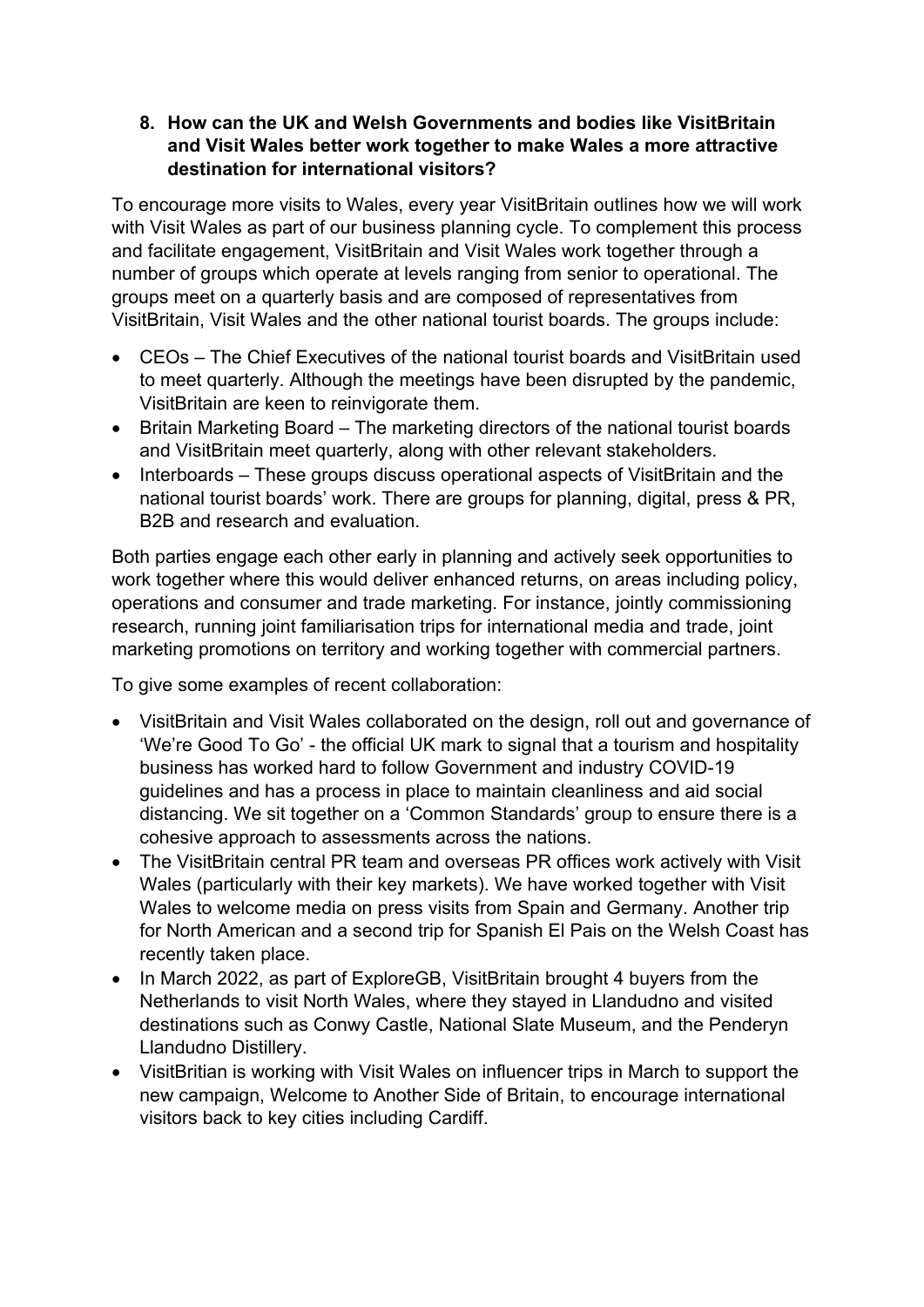**8. How can the UK and Welsh Governments and bodies like VisitBritain and Visit Wales better work together to make Wales a more attractive destination for international visitors?**

To encourage more visits to Wales, every year VisitBritain outlines how we will work with Visit Wales as part of our business planning cycle. To complement this process and facilitate engagement, VisitBritain and Visit Wales work together through a number of groups which operate at levels ranging from senior to operational. The groups meet on a quarterly basis and are composed of representatives from VisitBritain, Visit Wales and the other national tourist boards. The groups include:

- CEOs – The Chief Executives of the national tourist boards and VisitBritain used to meet quarterly. Although the meetings have been disrupted by the pandemic, VisitBritain are keen to reinvigorate them.
- Britain Marketing Board – The marketing directors of the national tourist boards and VisitBritain meet quarterly, along with other relevant stakeholders.
- Interboards – These groups discuss operational aspects of VisitBritain and the national tourist boards' work. There are groups for planning, digital, press & PR, B2B and research and evaluation.

Both parties engage each other early in planning and actively seek opportunities to work together where this would deliver enhanced returns, on areas including policy, operations and consumer and trade marketing. For instance, jointly commissioning research, running joint familiarisation trips for international media and trade, joint marketing promotions on territory and working together with commercial partners.

To give some examples of recent collaboration:

- VisitBritain and Visit Wales collaborated on the design, roll out and governance of 'We're Good To Go' - the official UK mark to signal that a tourism and hospitality business has worked hard to follow Government and industry COVID-19 guidelines and has a process in place to maintain cleanliness and aid social distancing. We sit together on a 'Common Standards' group to ensure there is a cohesive approach to assessments across the nations.
- The VisitBritain central PR team and overseas PR offices work actively with Visit Wales (particularly with their key markets). We have worked together with Visit Wales to welcome media on press visits from Spain and Germany. Another trip for North American and a second trip for Spanish El Pais on the Welsh Coast has recently taken place.
- In March 2022, as part of ExploreGB, VisitBritain brought 4 buyers from the Netherlands to visit North Wales, where they stayed in Llandudno and visited destinations such as Conwy Castle, National Slate Museum, and the Penderyn Llandudno Distillery.
- VisitBritian is working with Visit Wales on influencer trips in March to support the new campaign, Welcome to Another Side of Britain, to encourage international visitors back to key cities including Cardiff.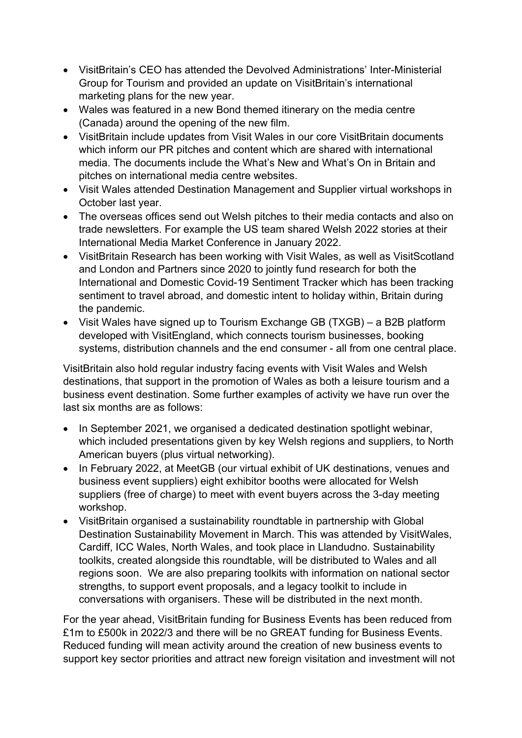- VisitBritain's CEO has attended the Devolved Administrations' Inter-Ministerial Group for Tourism and provided an update on VisitBritain's international marketing plans for the new year.
- Wales was featured in a new Bond themed itinerary on the media centre (Canada) around the opening of the new film.
- VisitBritain include updates from Visit Wales in our core VisitBritain documents which inform our PR pitches and content which are shared with international media. The documents include the What's New and What's On in Britain and pitches on international media centre websites.
- Visit Wales attended Destination Management and Supplier virtual workshops in October last year.
- The overseas offices send out Welsh pitches to their media contacts and also on trade newsletters. For example the US team shared Welsh 2022 stories at their International Media Market Conference in January 2022.
- VisitBritain Research has been working with Visit Wales, as well as VisitScotland and London and Partners since 2020 to jointly fund research for both the International and Domestic Covid-19 Sentiment Tracker which has been tracking sentiment to travel abroad, and domestic intent to holiday within, Britain during the pandemic.
- Visit Wales have signed up to Tourism Exchange GB (TXGB) – a B2B platform developed with VisitEngland, which connects tourism businesses, booking systems, distribution channels and the end consumer - all from one central place.

VisitBritain also hold regular industry facing events with Visit Wales and Welsh destinations, that support in the promotion of Wales as both a leisure tourism and a business event destination. Some further examples of activity we have run over the last six months are as follows:

- In September 2021, we organised a dedicated destination spotlight webinar, which included presentations given by key Welsh regions and suppliers, to North American buyers (plus virtual networking).
- In February 2022, at MeetGB (our virtual exhibit of UK destinations, venues and business event suppliers) eight exhibitor booths were allocated for Welsh suppliers (free of charge) to meet with event buyers across the 3-day meeting workshop.
- VisitBritain organised a sustainability roundtable in partnership with Global Destination Sustainability Movement in March. This was attended by VisitWales, Cardiff, ICC Wales, North Wales, and took place in Llandudno. Sustainability toolkits, created alongside this roundtable, will be distributed to Wales and all regions soon. We are also preparing toolkits with information on national sector strengths, to support event proposals, and a legacy toolkit to include in conversations with organisers. These will be distributed in the next month.

For the year ahead, VisitBritain funding for Business Events has been reduced from £1m to £500k in 2022/3 and there will be no GREAT funding for Business Events. Reduced funding will mean activity around the creation of new business events to support key sector priorities and attract new foreign visitation and investment will not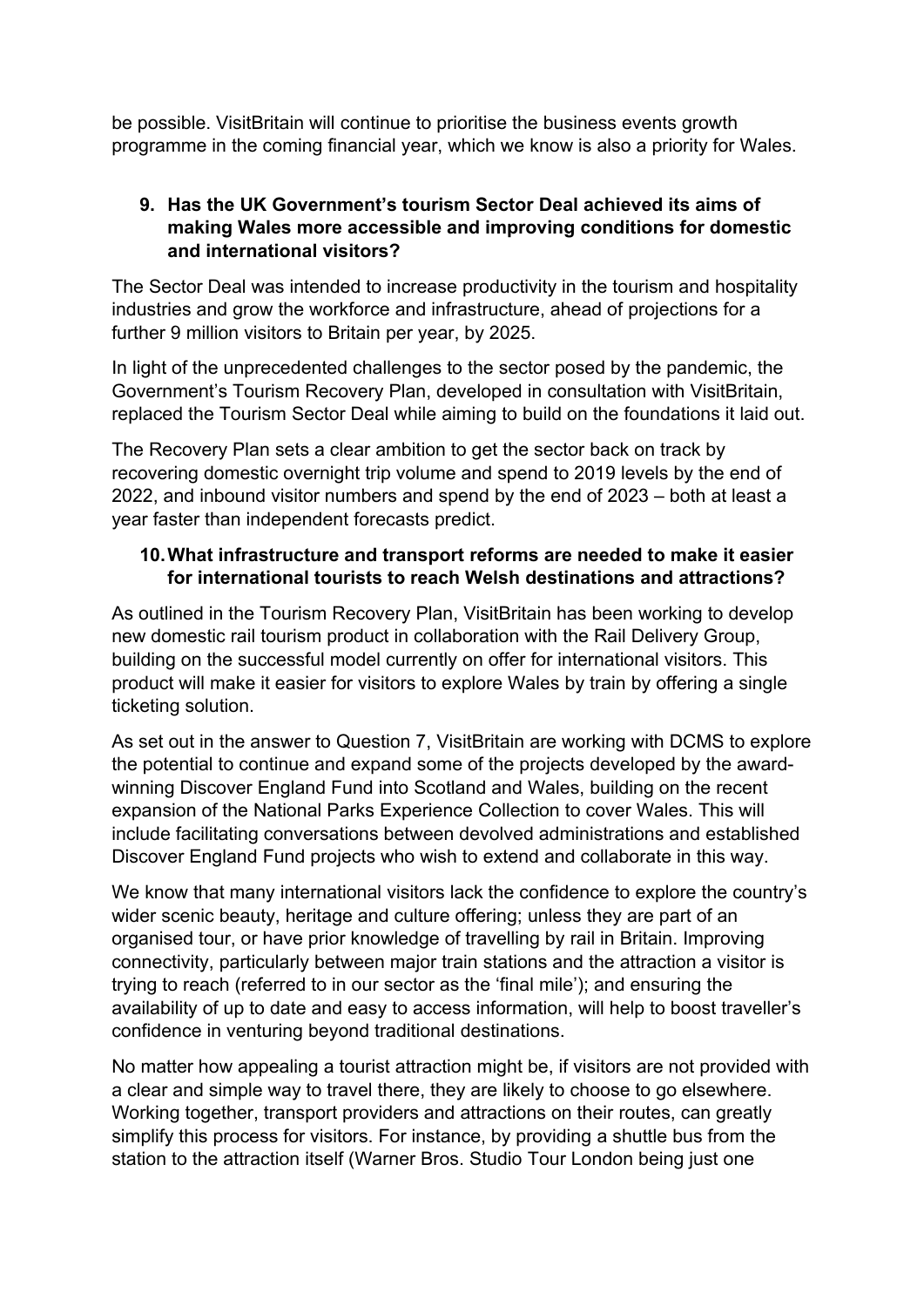be possible. VisitBritain will continue to prioritise the business events growth programme in the coming financial year, which we know is also a priority for Wales.

9. **Has the UK Government's tourism Sector Deal achieved its aims of making Wales more accessible and improving conditions for domestic and international visitors?**

The Sector Deal was intended to increase productivity in the tourism and hospitality industries and grow the workforce and infrastructure, ahead of projections for a further 9 million visitors to Britain per year, by 2025.

In light of the unprecedented challenges to the sector posed by the pandemic, the Government's Tourism Recovery Plan, developed in consultation with VisitBritain, replaced the Tourism Sector Deal while aiming to build on the foundations it laid out.

The Recovery Plan sets a clear ambition to get the sector back on track by recovering domestic overnight trip volume and spend to 2019 levels by the end of 2022, and inbound visitor numbers and spend by the end of 2023 – both at least a year faster than independent forecasts predict.

10. **What infrastructure and transport reforms are needed to make it easier for international tourists to reach Welsh destinations and attractions?**

As outlined in the Tourism Recovery Plan, VisitBritain has been working to develop new domestic rail tourism product in collaboration with the Rail Delivery Group, building on the successful model currently on offer for international visitors. This product will make it easier for visitors to explore Wales by train by offering a single ticketing solution.

As set out in the answer to Question 7, VisitBritain are working with DCMS to explore the potential to continue and expand some of the projects developed by the award-winning Discover England Fund into Scotland and Wales, building on the recent expansion of the National Parks Experience Collection to cover Wales. This will include facilitating conversations between devolved administrations and established Discover England Fund projects who wish to extend and collaborate in this way.

We know that many international visitors lack the confidence to explore the country's wider scenic beauty, heritage and culture offering; unless they are part of an organised tour, or have prior knowledge of travelling by rail in Britain. Improving connectivity, particularly between major train stations and the attraction a visitor is trying to reach (referred to in our sector as the 'final mile'); and ensuring the availability of up to date and easy to access information, will help to boost traveller's confidence in venturing beyond traditional destinations.

No matter how appealing a tourist attraction might be, if visitors are not provided with a clear and simple way to travel there, they are likely to choose to go elsewhere. Working together, transport providers and attractions on their routes, can greatly simplify this process for visitors. For instance, by providing a shuttle bus from the station to the attraction itself (Warner Bros. Studio Tour London being just one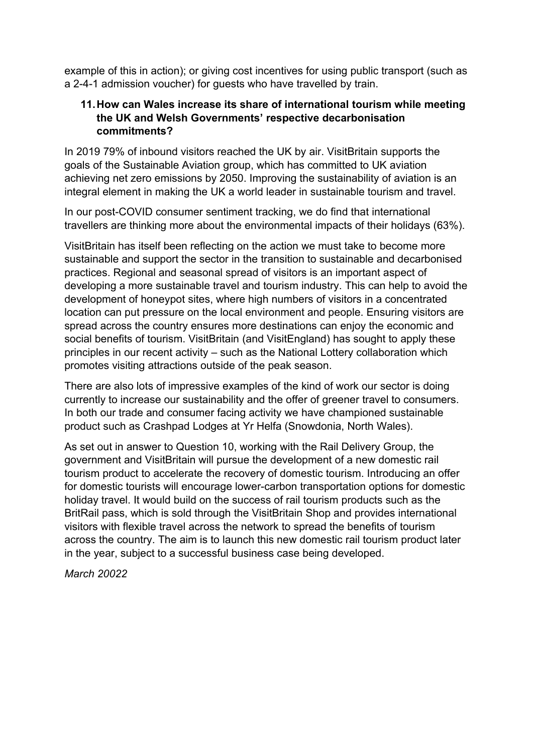example of this in action); or giving cost incentives for using public transport (such as a 2-4-1 admission voucher) for guests who have travelled by train.

**11. How can Wales increase its share of international tourism while meeting the UK and Welsh Governments' respective decarbonisation commitments?**

In 2019 79% of inbound visitors reached the UK by air. VisitBritain supports the goals of the Sustainable Aviation group, which has committed to UK aviation achieving net zero emissions by 2050. Improving the sustainability of aviation is an integral element in making the UK a world leader in sustainable tourism and travel.

In our post-COVID consumer sentiment tracking, we do find that international travellers are thinking more about the environmental impacts of their holidays (63%).

VisitBritain has itself been reflecting on the action we must take to become more sustainable and support the sector in the transition to sustainable and decarbonised practices. Regional and seasonal spread of visitors is an important aspect of developing a more sustainable travel and tourism industry. This can help to avoid the development of honeypot sites, where high numbers of visitors in a concentrated location can put pressure on the local environment and people. Ensuring visitors are spread across the country ensures more destinations can enjoy the economic and social benefits of tourism. VisitBritain (and VisitEngland) has sought to apply these principles in our recent activity – such as the National Lottery collaboration which promotes visiting attractions outside of the peak season.

There are also lots of impressive examples of the kind of work our sector is doing currently to increase our sustainability and the offer of greener travel to consumers. In both our trade and consumer facing activity we have championed sustainable product such as Crashpad Lodges at Yr Helfa (Snowdonia, North Wales).

As set out in answer to Question 10, working with the Rail Delivery Group, the government and VisitBritain will pursue the development of a new domestic rail tourism product to accelerate the recovery of domestic tourism. Introducing an offer for domestic tourists will encourage lower-carbon transportation options for domestic holiday travel. It would build on the success of rail tourism products such as the BritRail pass, which is sold through the VisitBritain Shop and provides international visitors with flexible travel across the network to spread the benefits of tourism across the country. The aim is to launch this new domestic rail tourism product later in the year, subject to a successful business case being developed.

*March 20022*